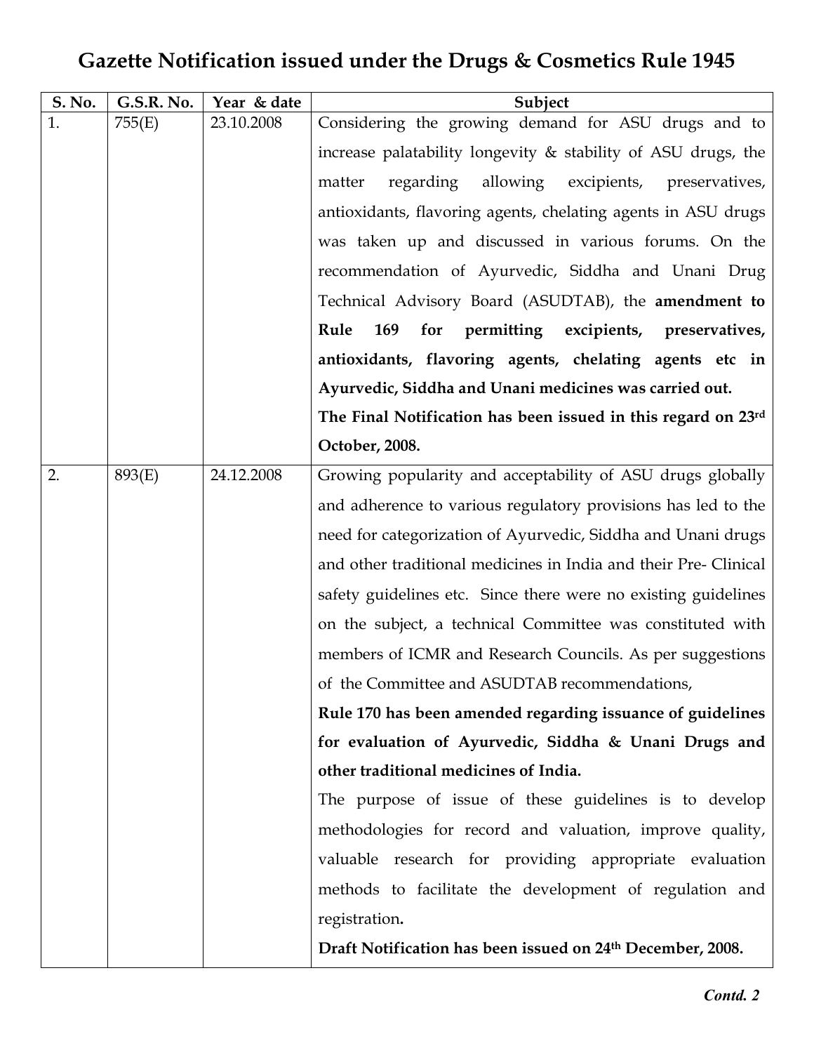# Gazette Notification issued under the Drugs & Cosmetics Rule 1945

| S. No. | G.S.R. No. | Year & date | Subject |
|---|---|---|---|
| 1. | 755(E) | 23.10.2008 | Considering the growing demand for ASU drugs and to increase palatability longevity & stability of ASU drugs, the matter regarding allowing excipients, preservatives, antioxidants, flavoring agents, chelating agents in ASU drugs was taken up and discussed in various forums. On the recommendation of Ayurvedic, Siddha and Unani Drug Technical Advisory Board (ASUDTAB), the **amendment to Rule 169 for permitting excipients, preservatives, antioxidants, flavoring agents, chelating agents etc in Ayurvedic, Siddha and Unani medicines was carried out.** **The Final Notification has been issued in this regard on 23rd October, 2008.** |
| 2. | 893(E) | 24.12.2008 | Growing popularity and acceptability of ASU drugs globally and adherence to various regulatory provisions has led to the need for categorization of Ayurvedic, Siddha and Unani drugs and other traditional medicines in India and their Pre- Clinical safety guidelines etc. Since there were no existing guidelines on the subject, a technical Committee was constituted with members of ICMR and Research Councils. As per suggestions of the Committee and ASUDTAB recommendations, **Rule 170 has been amended regarding issuance of guidelines for evaluation of Ayurvedic, Siddha & Unani Drugs and other traditional medicines of India.** The purpose of issue of these guidelines is to develop methodologies for record and valuation, improve quality, valuable research for providing appropriate evaluation methods to facilitate the development of regulation and registration**.** **Draft Notification has been issued on 24th December, 2008.** |

***Contd. 2***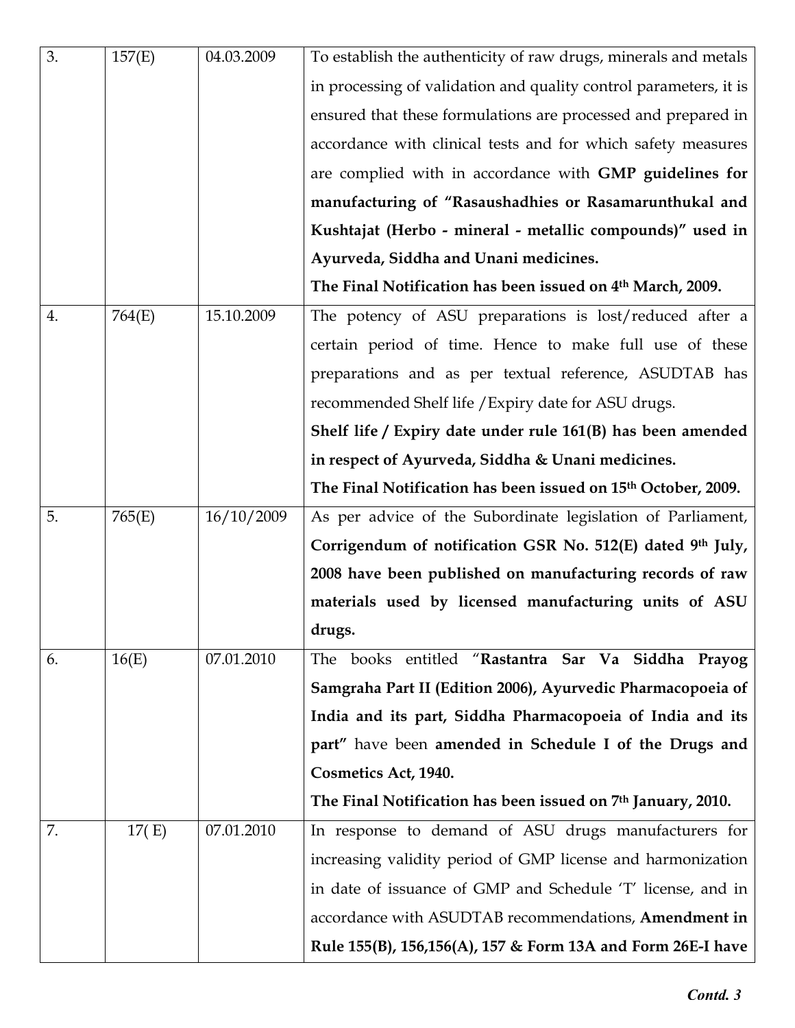| 3. | 157(E) | 04.03.2009 | To establish the authenticity of raw drugs, minerals and metals in processing of validation and quality control parameters, it is ensured that these formulations are processed and prepared in accordance with clinical tests and for which safety measures are complied with in accordance with **GMP guidelines for manufacturing of "Rasaushadhies or Rasamarunthukal and Kushtajat (Herbo - mineral - metallic compounds)" used in Ayurveda, Siddha and Unani medicines.** **The Final Notification has been issued on 4th March, 2009.** |
|---|---|---|---|
| 4. | 764(E) | 15.10.2009 | The potency of ASU preparations is lost/reduced after a certain period of time. Hence to make full use of these preparations and as per textual reference, ASUDTAB has recommended Shelf life /Expiry date for ASU drugs. **Shelf life / Expiry date under rule 161(B) has been amended in respect of Ayurveda, Siddha & Unani medicines.** **The Final Notification has been issued on 15th October, 2009.** |
| 5. | 765(E) | 16/10/2009 | As per advice of the Subordinate legislation of Parliament, **Corrigendum of notification GSR No. 512(E) dated 9th July, 2008 have been published on manufacturing records of raw materials used by licensed manufacturing units of ASU drugs.** |
| 6. | 16(E) | 07.01.2010 | The books entitled "**Rastantra Sar Va Siddha Prayog Samgraha Part II (Edition 2006), Ayurvedic Pharmacopoeia of India and its part, Siddha Pharmacopoeia of India and its part"** have been **amended in Schedule I of the Drugs and Cosmetics Act, 1940.** **The Final Notification has been issued on 7th January, 2010.** |
| 7. | 17( E) | 07.01.2010 | In response to demand of ASU drugs manufacturers for increasing validity period of GMP license and harmonization in date of issuance of GMP and Schedule 'T' license, and in accordance with ASUDTAB recommendations, **Amendment in Rule 155(B), 156,156(A), 157 & Form 13A and Form 26E-I have** |

*Contd. 3*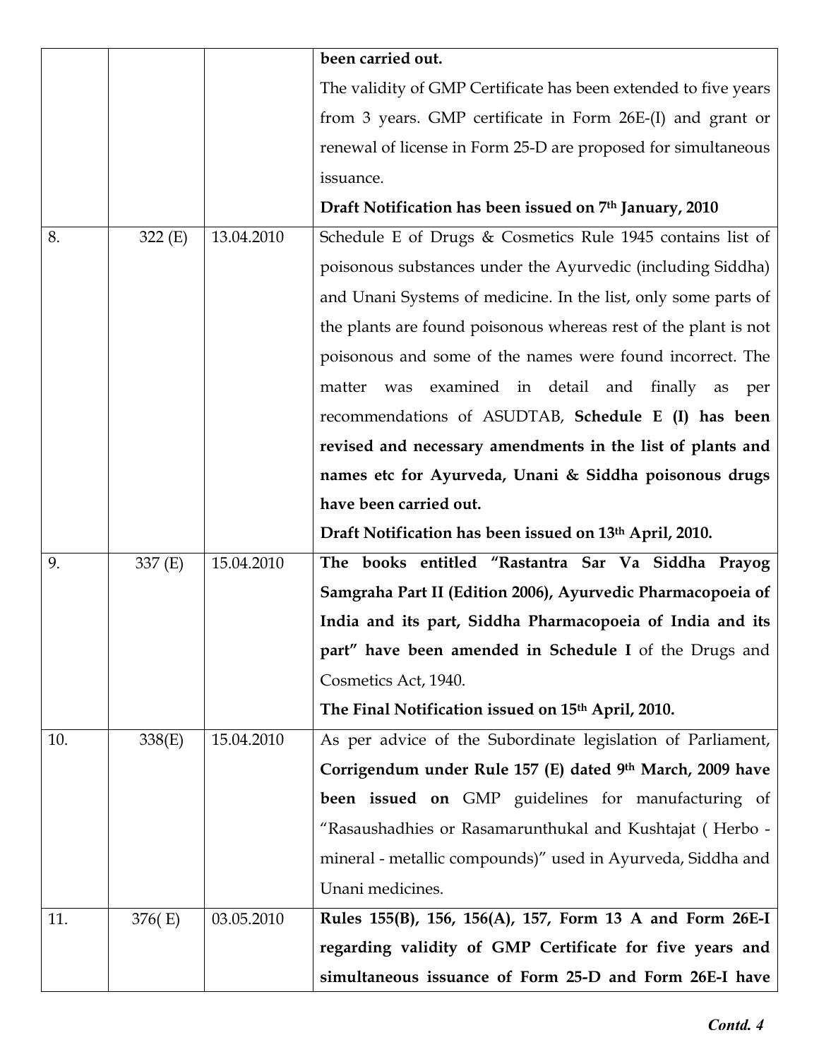| | | | **been carried out.**<br>The validity of GMP Certificate has been extended to five years from 3 years. GMP certificate in Form 26E-(I) and grant or renewal of license in Form 25-D are proposed for simultaneous issuance.<br>**Draft Notification has been issued on 7th January, 2010** |
|---|---|---|---|
| 8. | 322 (E) | 13.04.2010 | Schedule E of Drugs & Cosmetics Rule 1945 contains list of poisonous substances under the Ayurvedic (including Siddha) and Unani Systems of medicine. In the list, only some parts of the plants are found poisonous whereas rest of the plant is not poisonous and some of the names were found incorrect. The matter was examined in detail and finally as per recommendations of ASUDTAB, **Schedule E (I) has been revised and necessary amendments in the list of plants and names etc for Ayurveda, Unani & Siddha poisonous drugs have been carried out.**<br>**Draft Notification has been issued on 13th April, 2010.** |
| 9. | 337 (E) | 15.04.2010 | **The books entitled "Rastantra Sar Va Siddha Prayog Samgraha Part II (Edition 2006), Ayurvedic Pharmacopoeia of India and its part, Siddha Pharmacopoeia of India and its part" have been amended in Schedule I** of the Drugs and Cosmetics Act, 1940.<br>**The Final Notification issued on 15th April, 2010.** |
| 10. | 338(E) | 15.04.2010 | As per advice of the Subordinate legislation of Parliament, **Corrigendum under Rule 157 (E) dated 9th March, 2009 have been issued on** GMP guidelines for manufacturing of "Rasaushadhies or Rasamarunthukal and Kushtajat ( Herbo - mineral - metallic compounds)" used in Ayurveda, Siddha and Unani medicines. |
| 11. | 376( E) | 03.05.2010 | **Rules 155(B), 156, 156(A), 157, Form 13 A and Form 26E-I regarding validity of GMP Certificate for five years and simultaneous issuance of Form 25-D and Form 26E-I have** |

*Contd. 4*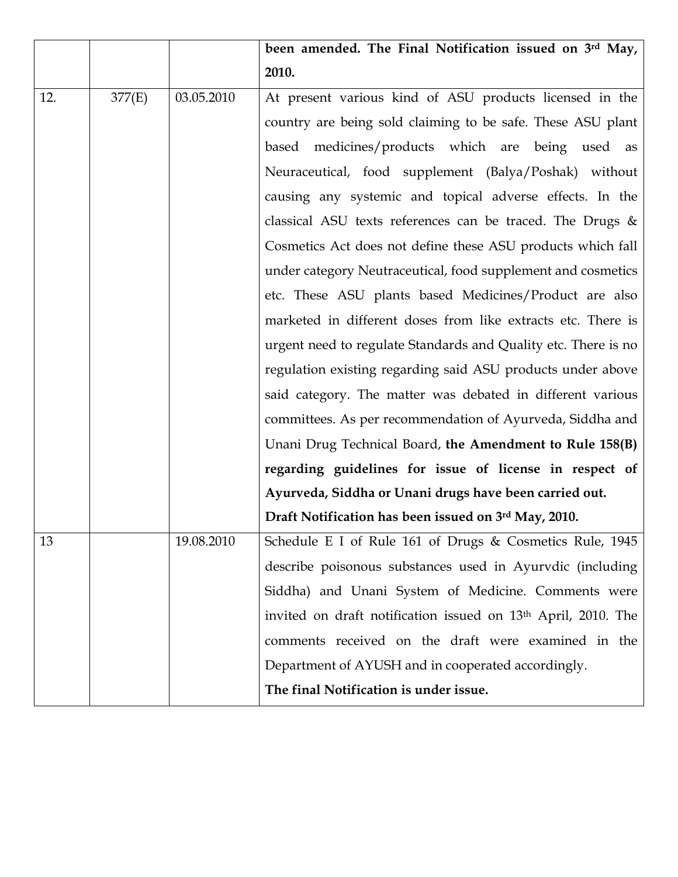| | | | |
|---|---|---|---|
| | | | **been amended. The Final Notification issued on 3rd May, 2010.** |
| 12. | 377(E) | 03.05.2010 | At present various kind of ASU products licensed in the country are being sold claiming to be safe. These ASU plant based medicines/products which are being used as Neuraceutical, food supplement (Balya/Poshak) without causing any systemic and topical adverse effects. In the classical ASU texts references can be traced. The Drugs & Cosmetics Act does not define these ASU products which fall under category Neutraceutical, food supplement and cosmetics etc. These ASU plants based Medicines/Product are also marketed in different doses from like extracts etc. There is urgent need to regulate Standards and Quality etc. There is no regulation existing regarding said ASU products under above said category. The matter was debated in different various committees. As per recommendation of Ayurveda, Siddha and Unani Drug Technical Board, **the Amendment to Rule 158(B) regarding guidelines for issue of license in respect of Ayurveda, Siddha or Unani drugs have been carried out. Draft Notification has been issued on 3rd May, 2010.** |
| 13 | | 19.08.2010 | Schedule E I of Rule 161 of Drugs & Cosmetics Rule, 1945 describe poisonous substances used in Ayurvdic (including Siddha) and Unani System of Medicine. Comments were invited on draft notification issued on 13th April, 2010. The comments received on the draft were examined in the Department of AYUSH and in cooperated accordingly. **The final Notification is under issue.** |